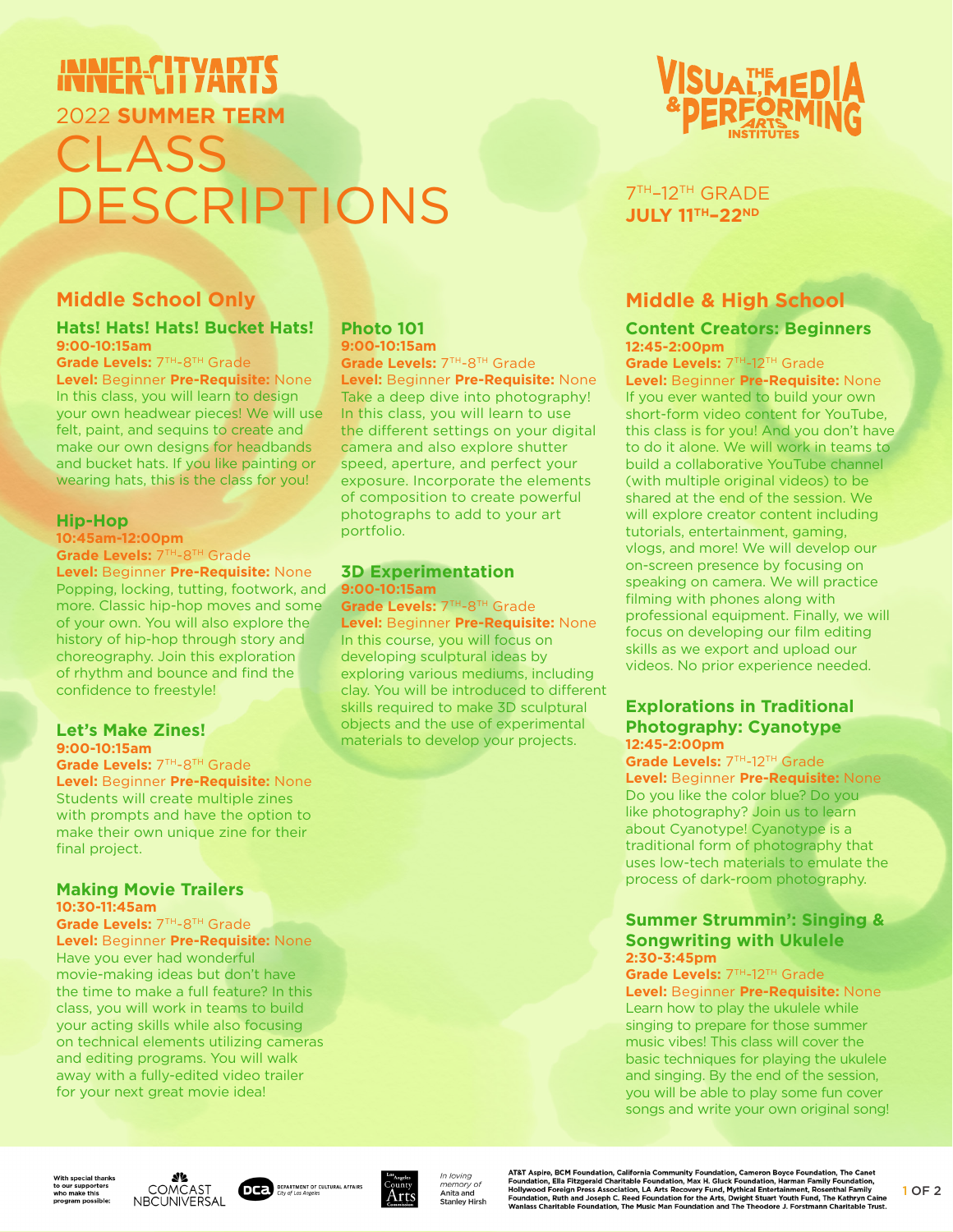# INNER-CITY ARTS

## 2022 SUMMER TERM CLASS DESCRIPTIONS

**THE VISUAL, MEDIA & PERFORMING ARTS INSTITUTES**

7TH–12TH GRADE
**JULY 11TH–22ND**

## Middle School Only

### Hats! Hats! Hats! Bucket Hats!

**9:00-10:15am**
**Grade Levels:** 7TH-8TH Grade
**Level:** Beginner **Pre-Requisite:** None

In this class, you will learn to design your own headwear pieces! We will use felt, paint, and sequins to create and make our own designs for headbands and bucket hats. If you like painting or wearing hats, this is the class for you!

### Hip-Hop

**10:45am-12:00pm**
**Grade Levels:** 7TH-8TH Grade
**Level:** Beginner **Pre-Requisite:** None

Popping, locking, tutting, footwork, and more. Classic hip-hop moves and some of your own. You will also explore the history of hip-hop through story and choreography. Join this exploration of rhythm and bounce and find the confidence to freestyle!

### Let's Make Zines!

**9:00-10:15am**
**Grade Levels:** 7TH-8TH Grade
**Level:** Beginner **Pre-Requisite:** None

Students will create multiple zines with prompts and have the option to make their own unique zine for their final project.

### Making Movie Trailers

**10:30-11:45am**
**Grade Levels:** 7TH-8TH Grade
**Level:** Beginner **Pre-Requisite:** None

Have you ever had wonderful movie-making ideas but don't have the time to make a full feature? In this class, you will work in teams to build your acting skills while also focusing on technical elements utilizing cameras and editing programs. You will walk away with a fully-edited video trailer for your next great movie idea!

### Photo 101

**9:00-10:15am**
**Grade Levels:** 7TH-8TH Grade
**Level:** Beginner **Pre-Requisite:** None

Take a deep dive into photography! In this class, you will learn to use the different settings on your digital camera and also explore shutter speed, aperture, and perfect your exposure. Incorporate the elements of composition to create powerful photographs to add to your art portfolio.

### 3D Experimentation

**9:00-10:15am**
**Grade Levels:** 7TH-8TH Grade
**Level:** Beginner **Pre-Requisite:** None

In this course, you will focus on developing sculptural ideas by exploring various mediums, including clay. You will be introduced to different skills required to make 3D sculptural objects and the use of experimental materials to develop your projects.

## Middle & High School

### Content Creators: Beginners

**12:45-2:00pm**
**Grade Levels:** 7TH-12TH Grade
**Level:** Beginner **Pre-Requisite:** None

If you ever wanted to build your own short-form video content for YouTube, this class is for you! And you don't have to do it alone. We will work in teams to build a collaborative YouTube channel (with multiple original videos) to be shared at the end of the session. We will explore creator content including tutorials, entertainment, gaming, vlogs, and more! We will develop our on-screen presence by focusing on speaking on camera. We will practice filming with phones along with professional equipment. Finally, we will focus on developing our film editing skills as we export and upload our videos. No prior experience needed.

### Explorations in Traditional Photography: Cyanotype

**12:45-2:00pm**
**Grade Levels:** 7TH-12TH Grade
**Level:** Beginner **Pre-Requisite:** None

Do you like the color blue? Do you like photography? Join us to learn about Cyanotype! Cyanotype is a traditional form of photography that uses low-tech materials to emulate the process of dark-room photography.

### Summer Strummin': Singing & Songwriting with Ukulele

**2:30-3:45pm**
**Grade Levels:** 7TH-12TH Grade
**Level:** Beginner **Pre-Requisite:** None

Learn how to play the ukulele while singing to prepare for those summer music vibes! This class will cover the basic techniques for playing the ukulele and singing. By the end of the session, you will be able to play some fun cover songs and write your own original song!

---

With special thanks to our supporters who make this program possible: Comcast NBCUniversal, DCA Department of Cultural Affairs City of Los Angeles, Los Angeles County Arts Commission

*In loving memory of* Anita and Stanley Hirsh

AT&T Aspire, BCM Foundation, California Community Foundation, Cameron Boyce Foundation, The Canet Foundation, Ella Fitzgerald Charitable Foundation, Max H. Gluck Foundation, Harman Family Foundation, Hollywood Foreign Press Association, LA Arts Recovery Fund, Mythical Entertainment, Rosenthal Family Foundation, Ruth and Joseph C. Reed Foundation for the Arts, Dwight Stuart Youth Fund, The Kathryn Caine Wanlass Charitable Foundation, The Music Man Foundation and The Theodore J. Forstmann Charitable Trust.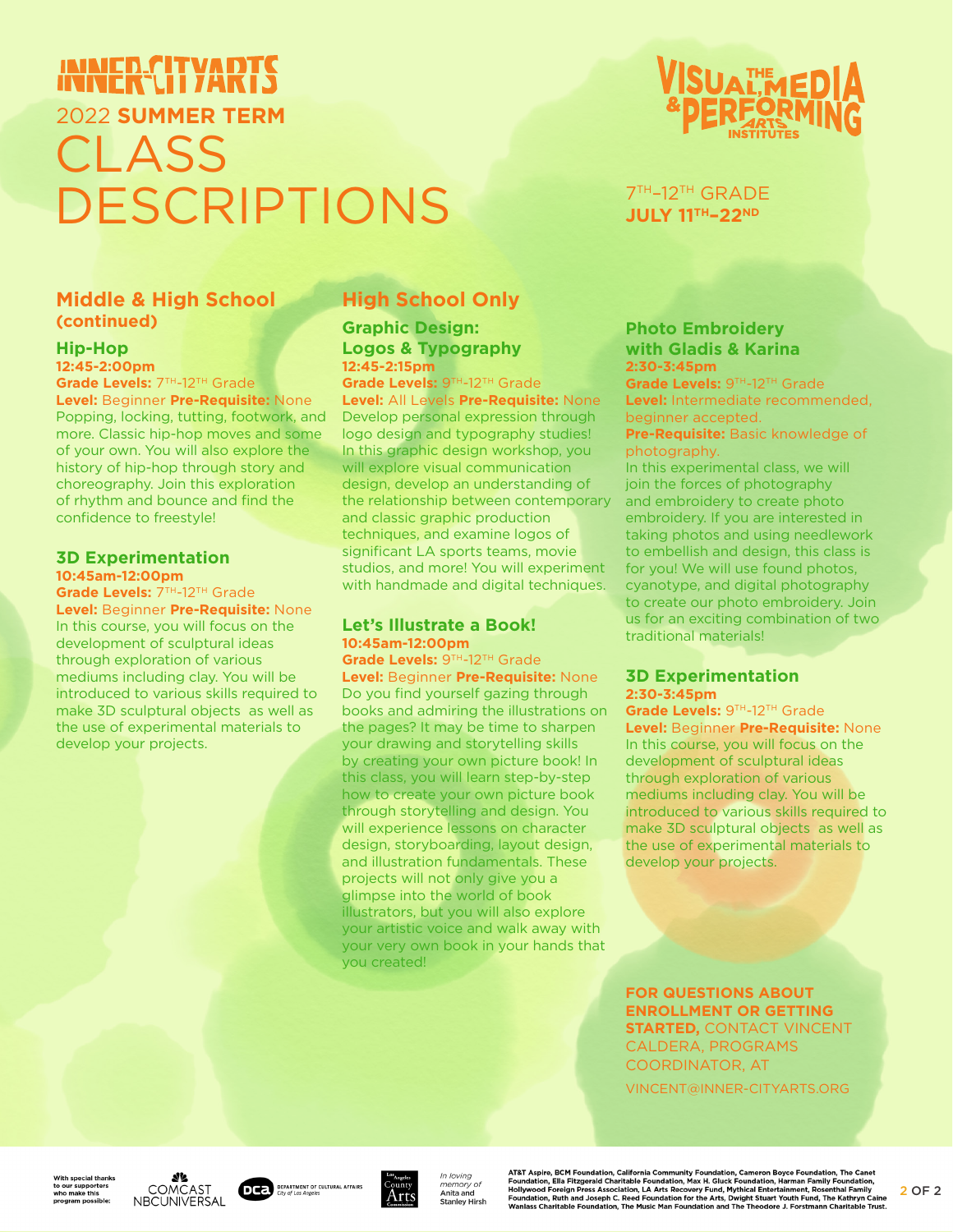# INNER-CITYARTS

## 2022 SUMMER TERM

# CLASS DESCRIPTIONS

THE VISUAL, MEDIA & PERFORMING ARTS INSTITUTES

7TH–12TH GRADE
**JULY 11TH–22ND**

## Middle & High School (continued)

### Hip-Hop

**12:45-2:00pm**
**Grade Levels:** 7TH-12TH Grade
**Level:** Beginner **Pre-Requisite:** None

Popping, locking, tutting, footwork, and more. Classic hip-hop moves and some of your own. You will also explore the history of hip-hop through story and choreography. Join this exploration of rhythm and bounce and find the confidence to freestyle!

### 3D Experimentation

**10:45am-12:00pm**
**Grade Levels:** 7TH-12TH Grade
**Level:** Beginner **Pre-Requisite:** None

In this course, you will focus on the development of sculptural ideas through exploration of various mediums including clay. You will be introduced to various skills required to make 3D sculptural objects as well as the use of experimental materials to develop your projects.

## High School Only

### Graphic Design: Logos & Typography

**12:45-2:15pm**
**Grade Levels:** 9TH-12TH Grade
**Level:** All Levels **Pre-Requisite:** None

Develop personal expression through logo design and typography studies! In this graphic design workshop, you will explore visual communication design, develop an understanding of the relationship between contemporary and classic graphic production techniques, and examine logos of significant LA sports teams, movie studios, and more! You will experiment with handmade and digital techniques.

### Let's Illustrate a Book!

**10:45am-12:00pm**
**Grade Levels:** 9TH-12TH Grade
**Level:** Beginner **Pre-Requisite:** None

Do you find yourself gazing through books and admiring the illustrations on the pages? It may be time to sharpen your drawing and storytelling skills by creating your own picture book! In this class, you will learn step-by-step how to create your own picture book through storytelling and design. You will experience lessons on character design, storyboarding, layout design, and illustration fundamentals. These projects will not only give you a glimpse into the world of book illustrators, but you will also explore your artistic voice and walk away with your very own book in your hands that you created!

### Photo Embroidery with Gladis & Karina

**2:30-3:45pm**
**Grade Levels:** 9TH-12TH Grade
**Level:** Intermediate recommended, beginner accepted.
**Pre-Requisite:** Basic knowledge of photography.

In this experimental class, we will join the forces of photography and embroidery to create photo embroidery. If you are interested in taking photos and using needlework to embellish and design, this class is for you! We will use found photos, cyanotype, and digital photography to create our photo embroidery. Join us for an exciting combination of two traditional materials!

### 3D Experimentation

**2:30-3:45pm**
**Grade Levels:** 9TH-12TH Grade
**Level:** Beginner **Pre-Requisite:** None

In this course, you will focus on the development of sculptural ideas through exploration of various mediums including clay. You will be introduced to various skills required to make 3D sculptural objects as well as the use of experimental materials to develop your projects.

**FOR QUESTIONS ABOUT ENROLLMENT OR GETTING STARTED,** CONTACT VINCENT CALDERA, PROGRAMS COORDINATOR, AT

VINCENT@INNER-CITYARTS.ORG

With special thanks to our supporters who make this program possible: COMCAST NBCUNIVERSAL; DCA Department of Cultural Affairs City of Los Angeles; Los Angeles County Arts Commission; *In loving memory of* Anita and Stanley Hirsh

AT&T Aspire, BCM Foundation, California Community Foundation, Cameron Boyce Foundation, The Canet Foundation, Ella Fitzgerald Charitable Foundation, Max H. Gluck Foundation, Harman Family Foundation, Hollywood Foreign Press Association, LA Arts Recovery Fund, Mythical Entertainment, Rosenthal Family Foundation, Ruth and Joseph C. Reed Foundation for the Arts, Dwight Stuart Youth Fund, The Kathryn Caine Wanlass Charitable Foundation, The Music Man Foundation and The Theodore J. Forstmann Charitable Trust.